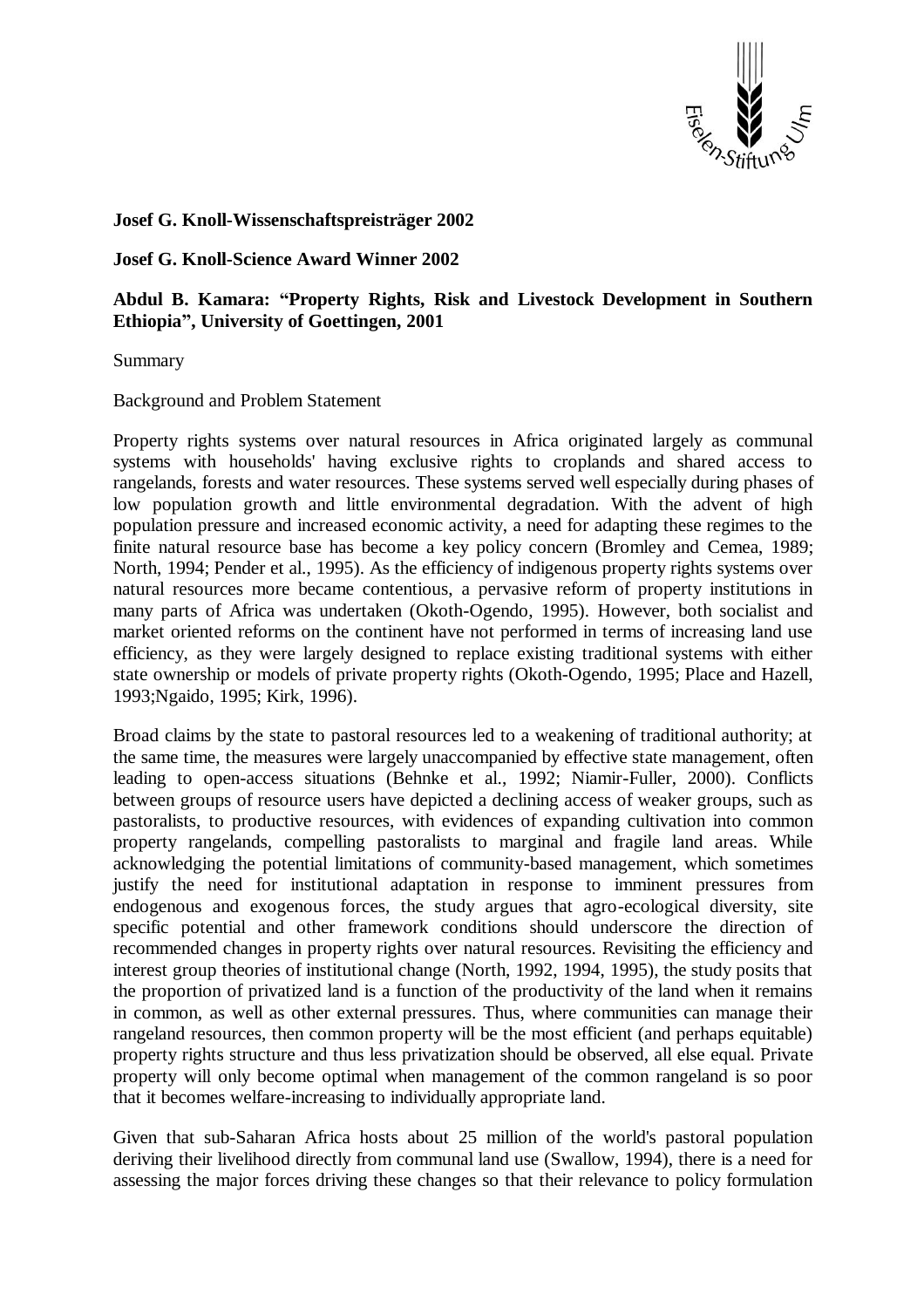**Josef G. Knoll-Wissenschaftspreisträger 2002**

**Josef G. Knoll-Science Award Winner 2002**

**Abdul B. Kamara: "Property Rights, Risk and Livestock Development in Southern Ethiopia", University of Goettingen, 2001**

Summary

Background and Problem Statement

Property rights systems over natural resources in Africa originated largely as communal systems with households' having exclusive rights to croplands and shared access to rangelands, forests and water resources. These systems served well especially during phases of low population growth and little environmental degradation. With the advent of high population pressure and increased economic activity, a need for adapting these regimes to the finite natural resource base has become a key policy concern (Bromley and Cemea, 1989; North, 1994; Pender et al., 1995). As the efficiency of indigenous property rights systems over natural resources more became contentious, a pervasive reform of property institutions in many parts of Africa was undertaken (Okoth-Ogendo, 1995). However, both socialist and market oriented reforms on the continent have not performed in terms of increasing land use efficiency, as they were largely designed to replace existing traditional systems with either state ownership or models of private property rights (Okoth-Ogendo, 1995; Place and Hazell, 1993;Ngaido, 1995; Kirk, 1996).

Broad claims by the state to pastoral resources led to a weakening of traditional authority; at the same time, the measures were largely unaccompanied by effective state management, often leading to open-access situations (Behnke et al., 1992; Niamir-Fuller, 2000). Conflicts between groups of resource users have depicted a declining access of weaker groups, such as pastoralists, to productive resources, with evidences of expanding cultivation into common property rangelands, compelling pastoralists to marginal and fragile land areas. While acknowledging the potential limitations of community-based management, which sometimes justify the need for institutional adaptation in response to imminent pressures from endogenous and exogenous forces, the study argues that agro-ecological diversity, site specific potential and other framework conditions should underscore the direction of recommended changes in property rights over natural resources. Revisiting the efficiency and interest group theories of institutional change (North, 1992, 1994, 1995), the study posits that the proportion of privatized land is a function of the productivity of the land when it remains in common, as well as other external pressures. Thus, where communities can manage their rangeland resources, then common property will be the most efficient (and perhaps equitable) property rights structure and thus less privatization should be observed, all else equal. Private property will only become optimal when management of the common rangeland is so poor that it becomes welfare-increasing to individually appropriate land.

Given that sub-Saharan Africa hosts about 25 million of the world's pastoral population deriving their livelihood directly from communal land use (Swallow, 1994), there is a need for assessing the major forces driving these changes so that their relevance to policy formulation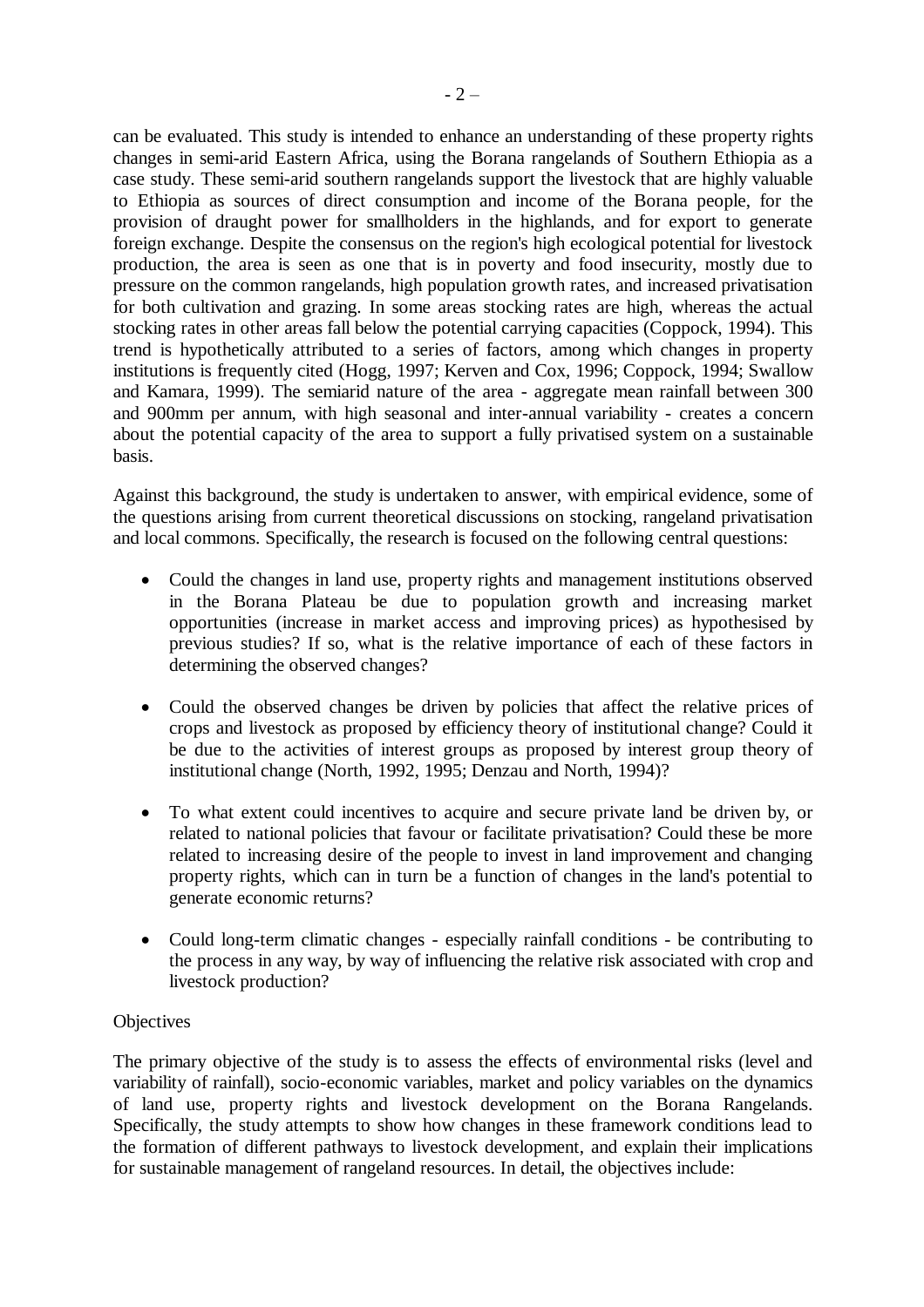can be evaluated. This study is intended to enhance an understanding of these property rights changes in semi-arid Eastern Africa, using the Borana rangelands of Southern Ethiopia as a case study. These semi-arid southern rangelands support the livestock that are highly valuable to Ethiopia as sources of direct consumption and income of the Borana people, for the provision of draught power for smallholders in the highlands, and for export to generate foreign exchange. Despite the consensus on the region's high ecological potential for livestock production, the area is seen as one that is in poverty and food insecurity, mostly due to pressure on the common rangelands, high population growth rates, and increased privatisation for both cultivation and grazing. In some areas stocking rates are high, whereas the actual stocking rates in other areas fall below the potential carrying capacities (Coppock, 1994). This trend is hypothetically attributed to a series of factors, among which changes in property institutions is frequently cited (Hogg, 1997; Kerven and Cox, 1996; Coppock, 1994; Swallow and Kamara, 1999). The semiarid nature of the area - aggregate mean rainfall between 300 and 900mm per annum, with high seasonal and inter-annual variability - creates a concern about the potential capacity of the area to support a fully privatised system on a sustainable basis.

Against this background, the study is undertaken to answer, with empirical evidence, some of the questions arising from current theoretical discussions on stocking, rangeland privatisation and local commons. Specifically, the research is focused on the following central questions:

- Could the changes in land use, property rights and management institutions observed in the Borana Plateau be due to population growth and increasing market opportunities (increase in market access and improving prices) as hypothesised by previous studies? If so, what is the relative importance of each of these factors in determining the observed changes?
- Could the observed changes be driven by policies that affect the relative prices of crops and livestock as proposed by efficiency theory of institutional change? Could it be due to the activities of interest groups as proposed by interest group theory of institutional change (North, 1992, 1995; Denzau and North, 1994)?
- To what extent could incentives to acquire and secure private land be driven by, or related to national policies that favour or facilitate privatisation? Could these be more related to increasing desire of the people to invest in land improvement and changing property rights, which can in turn be a function of changes in the land's potential to generate economic returns?
- Could long-term climatic changes - especially rainfall conditions - be contributing to the process in any way, by way of influencing the relative risk associated with crop and livestock production?

Objectives

The primary objective of the study is to assess the effects of environmental risks (level and variability of rainfall), socio-economic variables, market and policy variables on the dynamics of land use, property rights and livestock development on the Borana Rangelands. Specifically, the study attempts to show how changes in these framework conditions lead to the formation of different pathways to livestock development, and explain their implications for sustainable management of rangeland resources. In detail, the objectives include: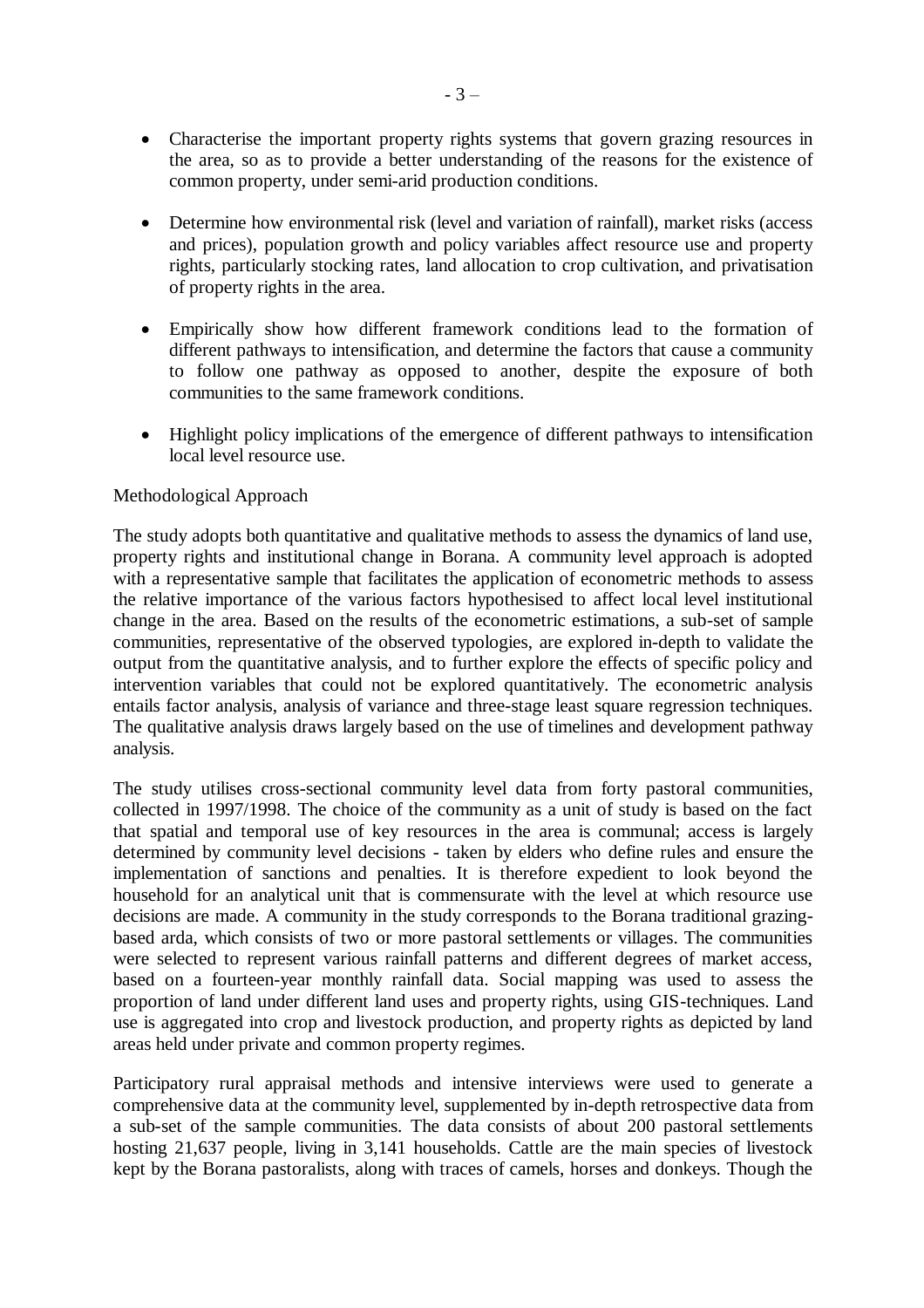- Characterise the important property rights systems that govern grazing resources in the area, so as to provide a better understanding of the reasons for the existence of common property, under semi-arid production conditions.

- Determine how environmental risk (level and variation of rainfall), market risks (access and prices), population growth and policy variables affect resource use and property rights, particularly stocking rates, land allocation to crop cultivation, and privatisation of property rights in the area.

- Empirically show how different framework conditions lead to the formation of different pathways to intensification, and determine the factors that cause a community to follow one pathway as opposed to another, despite the exposure of both communities to the same framework conditions.

- Highlight policy implications of the emergence of different pathways to intensification local level resource use.

Methodological Approach

The study adopts both quantitative and qualitative methods to assess the dynamics of land use, property rights and institutional change in Borana. A community level approach is adopted with a representative sample that facilitates the application of econometric methods to assess the relative importance of the various factors hypothesised to affect local level institutional change in the area. Based on the results of the econometric estimations, a sub-set of sample communities, representative of the observed typologies, are explored in-depth to validate the output from the quantitative analysis, and to further explore the effects of specific policy and intervention variables that could not be explored quantitatively. The econometric analysis entails factor analysis, analysis of variance and three-stage least square regression techniques. The qualitative analysis draws largely based on the use of timelines and development pathway analysis.

The study utilises cross-sectional community level data from forty pastoral communities, collected in 1997/1998. The choice of the community as a unit of study is based on the fact that spatial and temporal use of key resources in the area is communal; access is largely determined by community level decisions - taken by elders who define rules and ensure the implementation of sanctions and penalties. It is therefore expedient to look beyond the household for an analytical unit that is commensurate with the level at which resource use decisions are made. A community in the study corresponds to the Borana traditional grazing-based arda, which consists of two or more pastoral settlements or villages. The communities were selected to represent various rainfall patterns and different degrees of market access, based on a fourteen-year monthly rainfall data. Social mapping was used to assess the proportion of land under different land uses and property rights, using GIS-techniques. Land use is aggregated into crop and livestock production, and property rights as depicted by land areas held under private and common property regimes.

Participatory rural appraisal methods and intensive interviews were used to generate a comprehensive data at the community level, supplemented by in-depth retrospective data from a sub-set of the sample communities. The data consists of about 200 pastoral settlements hosting 21,637 people, living in 3,141 households. Cattle are the main species of livestock kept by the Borana pastoralists, along with traces of camels, horses and donkeys. Though the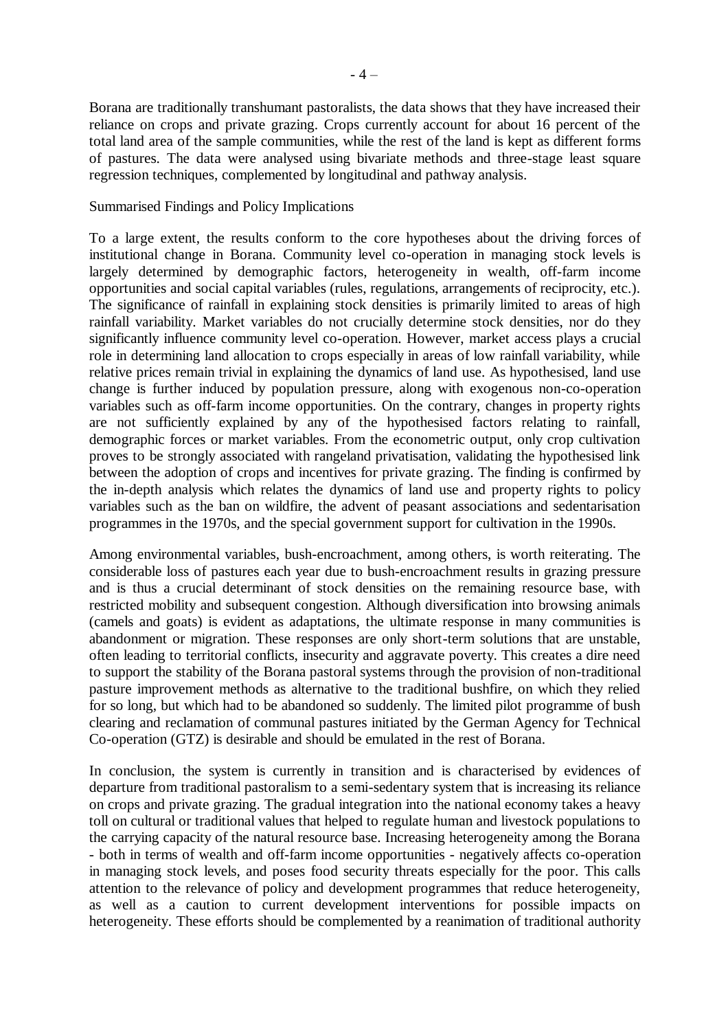Borana are traditionally transhumant pastoralists, the data shows that they have increased their reliance on crops and private grazing. Crops currently account for about 16 percent of the total land area of the sample communities, while the rest of the land is kept as different forms of pastures. The data were analysed using bivariate methods and three-stage least square regression techniques, complemented by longitudinal and pathway analysis.

## Summarised Findings and Policy Implications

To a large extent, the results conform to the core hypotheses about the driving forces of institutional change in Borana. Community level co-operation in managing stock levels is largely determined by demographic factors, heterogeneity in wealth, off-farm income opportunities and social capital variables (rules, regulations, arrangements of reciprocity, etc.). The significance of rainfall in explaining stock densities is primarily limited to areas of high rainfall variability. Market variables do not crucially determine stock densities, nor do they significantly influence community level co-operation. However, market access plays a crucial role in determining land allocation to crops especially in areas of low rainfall variability, while relative prices remain trivial in explaining the dynamics of land use. As hypothesised, land use change is further induced by population pressure, along with exogenous non-co-operation variables such as off-farm income opportunities. On the contrary, changes in property rights are not sufficiently explained by any of the hypothesised factors relating to rainfall, demographic forces or market variables. From the econometric output, only crop cultivation proves to be strongly associated with rangeland privatisation, validating the hypothesised link between the adoption of crops and incentives for private grazing. The finding is confirmed by the in-depth analysis which relates the dynamics of land use and property rights to policy variables such as the ban on wildfire, the advent of peasant associations and sedentarisation programmes in the 1970s, and the special government support for cultivation in the 1990s.

Among environmental variables, bush-encroachment, among others, is worth reiterating. The considerable loss of pastures each year due to bush-encroachment results in grazing pressure and is thus a crucial determinant of stock densities on the remaining resource base, with restricted mobility and subsequent congestion. Although diversification into browsing animals (camels and goats) is evident as adaptations, the ultimate response in many communities is abandonment or migration. These responses are only short-term solutions that are unstable, often leading to territorial conflicts, insecurity and aggravate poverty. This creates a dire need to support the stability of the Borana pastoral systems through the provision of non-traditional pasture improvement methods as alternative to the traditional bushfire, on which they relied for so long, but which had to be abandoned so suddenly. The limited pilot programme of bush clearing and reclamation of communal pastures initiated by the German Agency for Technical Co-operation (GTZ) is desirable and should be emulated in the rest of Borana.

In conclusion, the system is currently in transition and is characterised by evidences of departure from traditional pastoralism to a semi-sedentary system that is increasing its reliance on crops and private grazing. The gradual integration into the national economy takes a heavy toll on cultural or traditional values that helped to regulate human and livestock populations to the carrying capacity of the natural resource base. Increasing heterogeneity among the Borana - both in terms of wealth and off-farm income opportunities - negatively affects co-operation in managing stock levels, and poses food security threats especially for the poor. This calls attention to the relevance of policy and development programmes that reduce heterogeneity, as well as a caution to current development interventions for possible impacts on heterogeneity. These efforts should be complemented by a reanimation of traditional authority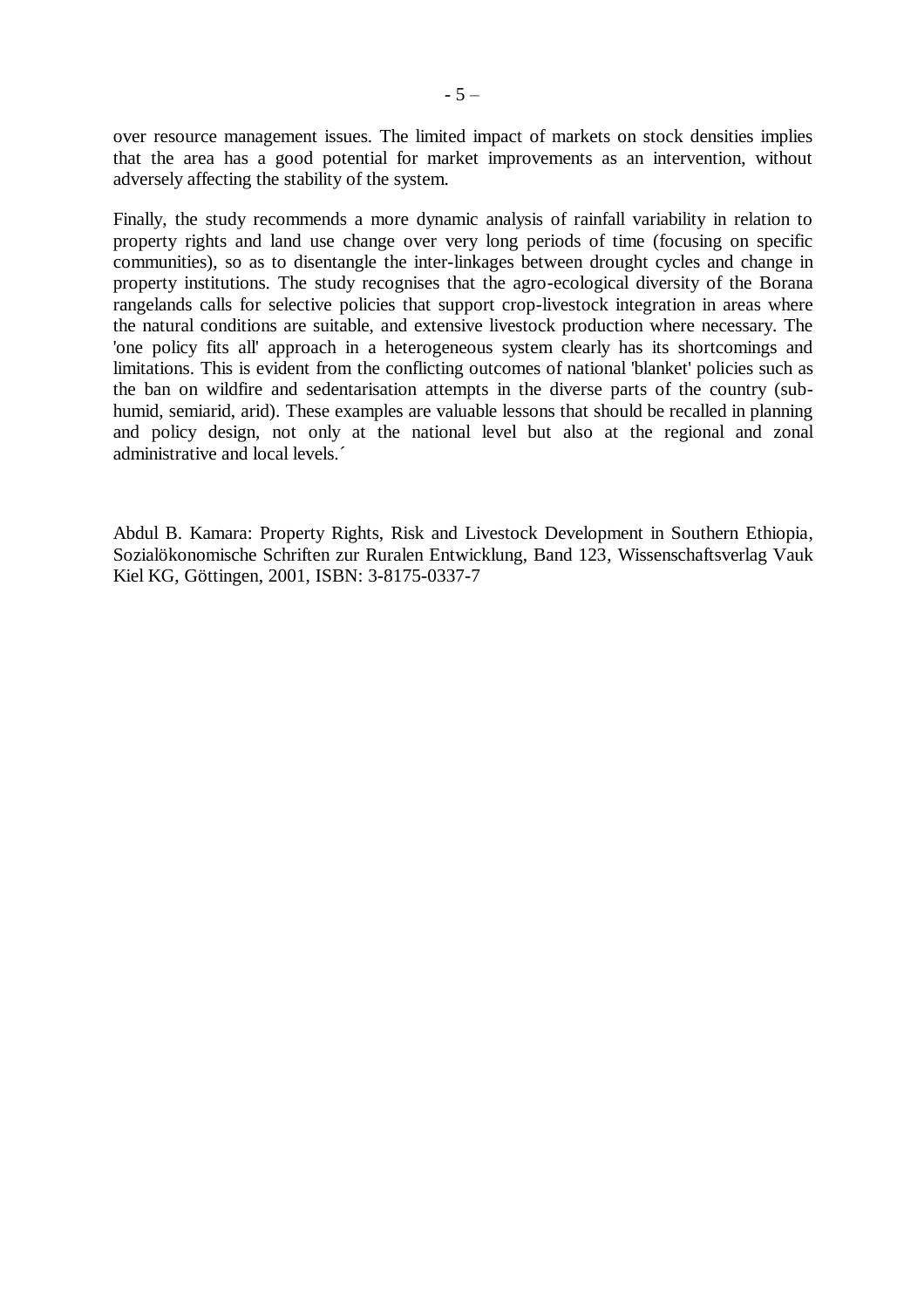over resource management issues. The limited impact of markets on stock densities implies that the area has a good potential for market improvements as an intervention, without adversely affecting the stability of the system.

Finally, the study recommends a more dynamic analysis of rainfall variability in relation to property rights and land use change over very long periods of time (focusing on specific communities), so as to disentangle the inter-linkages between drought cycles and change in property institutions. The study recognises that the agro-ecological diversity of the Borana rangelands calls for selective policies that support crop-livestock integration in areas where the natural conditions are suitable, and extensive livestock production where necessary. The 'one policy fits all' approach in a heterogeneous system clearly has its shortcomings and limitations. This is evident from the conflicting outcomes of national 'blanket' policies such as the ban on wildfire and sedentarisation attempts in the diverse parts of the country (sub-humid, semiarid, arid). These examples are valuable lessons that should be recalled in planning and policy design, not only at the national level but also at the regional and zonal administrative and local levels.´

Abdul B. Kamara: Property Rights, Risk and Livestock Development in Southern Ethiopia, Sozialökonomische Schriften zur Ruralen Entwicklung, Band 123, Wissenschaftsverlag Vauk Kiel KG, Göttingen, 2001, ISBN: 3-8175-0337-7